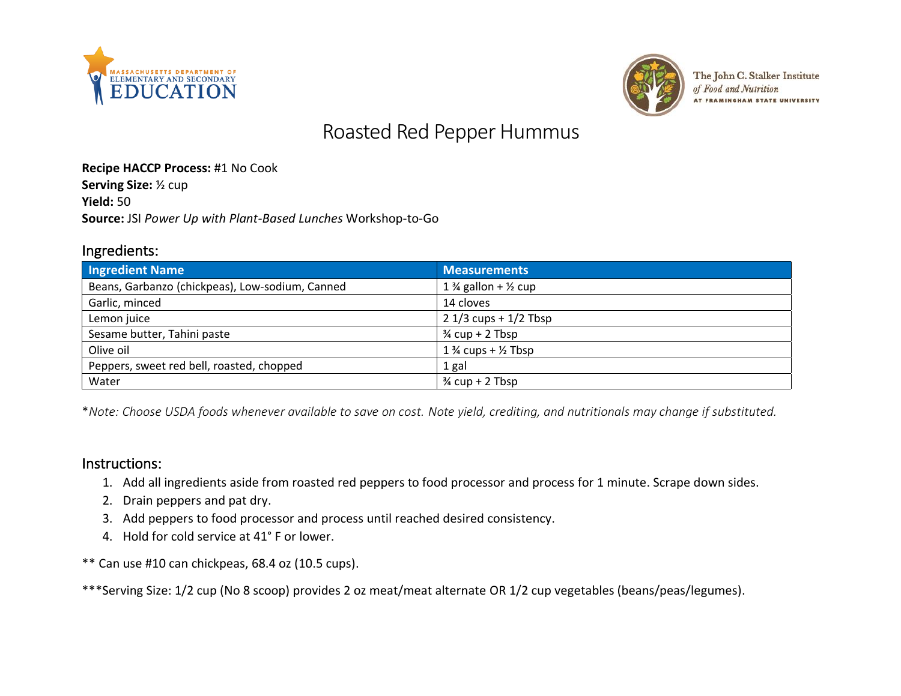# Roasted Red Pepper Hummus

**Recipe HACCP Process:** #1 No Cook
**Serving Size:** ½ cup
**Yield:** 50
**Source:** JSI *Power Up with Plant-Based Lunches* Workshop-to-Go

## Ingredients:

| Ingredient Name | Measurements |
| --- | --- |
| Beans, Garbanzo (chickpeas), Low-sodium, Canned | 1 ¾ gallon + ½ cup |
| Garlic, minced | 14 cloves |
| Lemon juice | 2 1/3 cups + 1/2 Tbsp |
| Sesame butter, Tahini paste | ¾ cup + 2 Tbsp |
| Olive oil | 1 ¾ cups + ½ Tbsp |
| Peppers, sweet red bell, roasted, chopped | 1 gal |
| Water | ¾ cup + 2 Tbsp |

*\*Note: Choose USDA foods whenever available to save on cost. Note yield, crediting, and nutritionals may change if substituted.*

## Instructions:

1. Add all ingredients aside from roasted red peppers to food processor and process for 1 minute. Scrape down sides.
2. Drain peppers and pat dry.
3. Add peppers to food processor and process until reached desired consistency.
4. Hold for cold service at 41° F or lower.

** Can use #10 can chickpeas, 68.4 oz (10.5 cups).

***Serving Size: 1/2 cup (No 8 scoop) provides 2 oz meat/meat alternate OR 1/2 cup vegetables (beans/peas/legumes).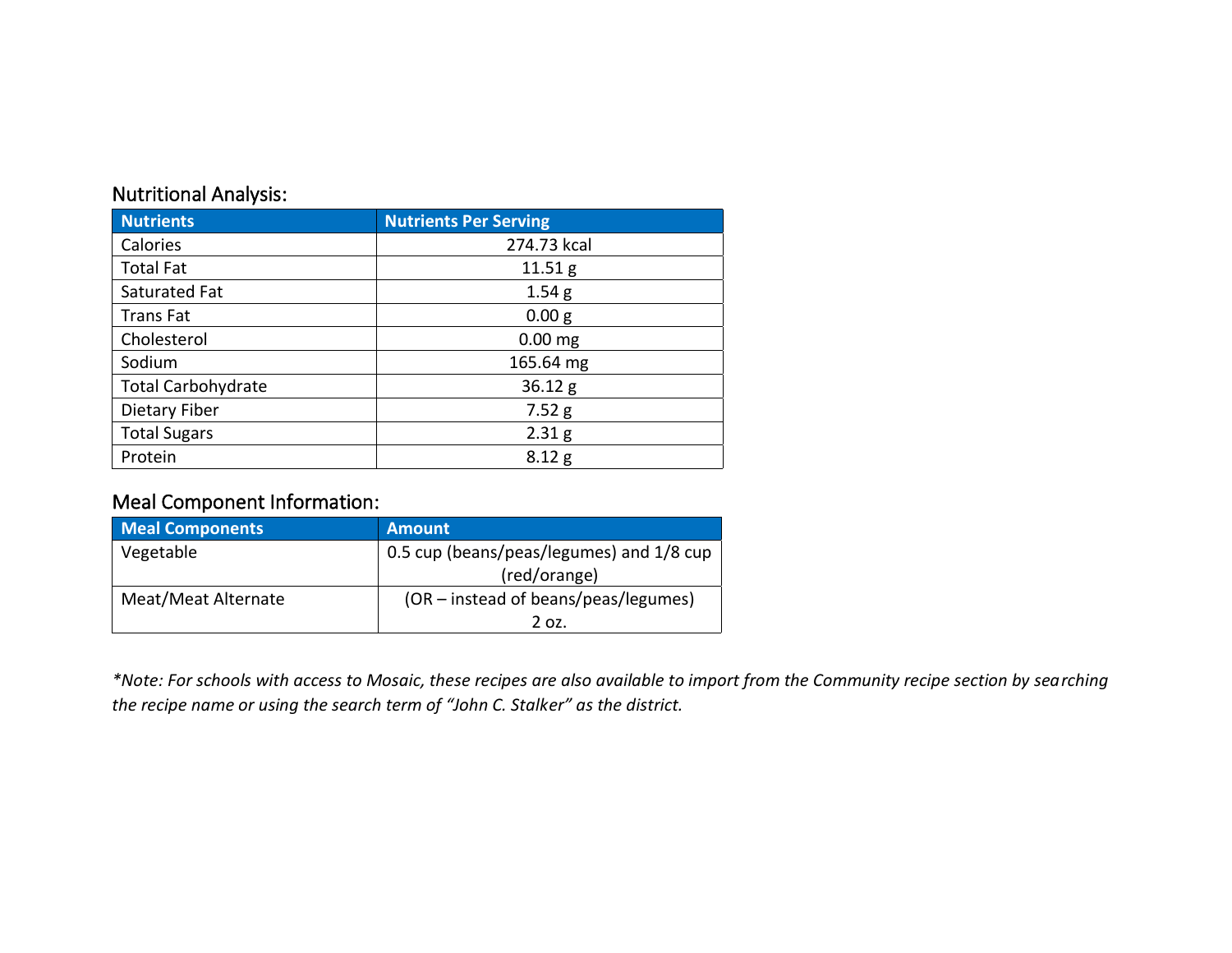## Nutritional Analysis:

| Nutrients | Nutrients Per Serving |
|---|---|
| Calories | 274.73 kcal |
| Total Fat | 11.51 g |
| Saturated Fat | 1.54 g |
| Trans Fat | 0.00 g |
| Cholesterol | 0.00 mg |
| Sodium | 165.64 mg |
| Total Carbohydrate | 36.12 g |
| Dietary Fiber | 7.52 g |
| Total Sugars | 2.31 g |
| Protein | 8.12 g |

## Meal Component Information:

| Meal Components | Amount |
|---|---|
| Vegetable | 0.5 cup (beans/peas/legumes) and 1/8 cup (red/orange) |
| Meat/Meat Alternate | (OR – instead of beans/peas/legumes) 2 oz. |

*\*Note: For schools with access to Mosaic, these recipes are also available to import from the Community recipe section by searching the recipe name or using the search term of "John C. Stalker" as the district.*